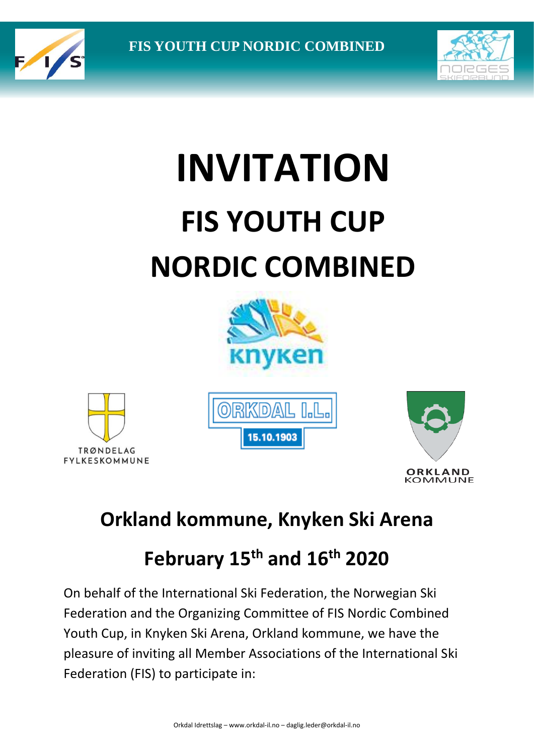# INVITATION

## FIS YOUTH CUP NORDIC COMBINED

## Orkland kommune, Knyken Ski Arena

## February 15th and 16th 2020

On behalf of the International Ski Federation, the Norwegian Ski Federation and the Organizing Committee of FIS Nordic Combined Youth Cup, in Knyken Ski Arena, Orkland kommune, we have the pleasure of inviting all Member Associations of the International Ski Federation (FIS) to participate in: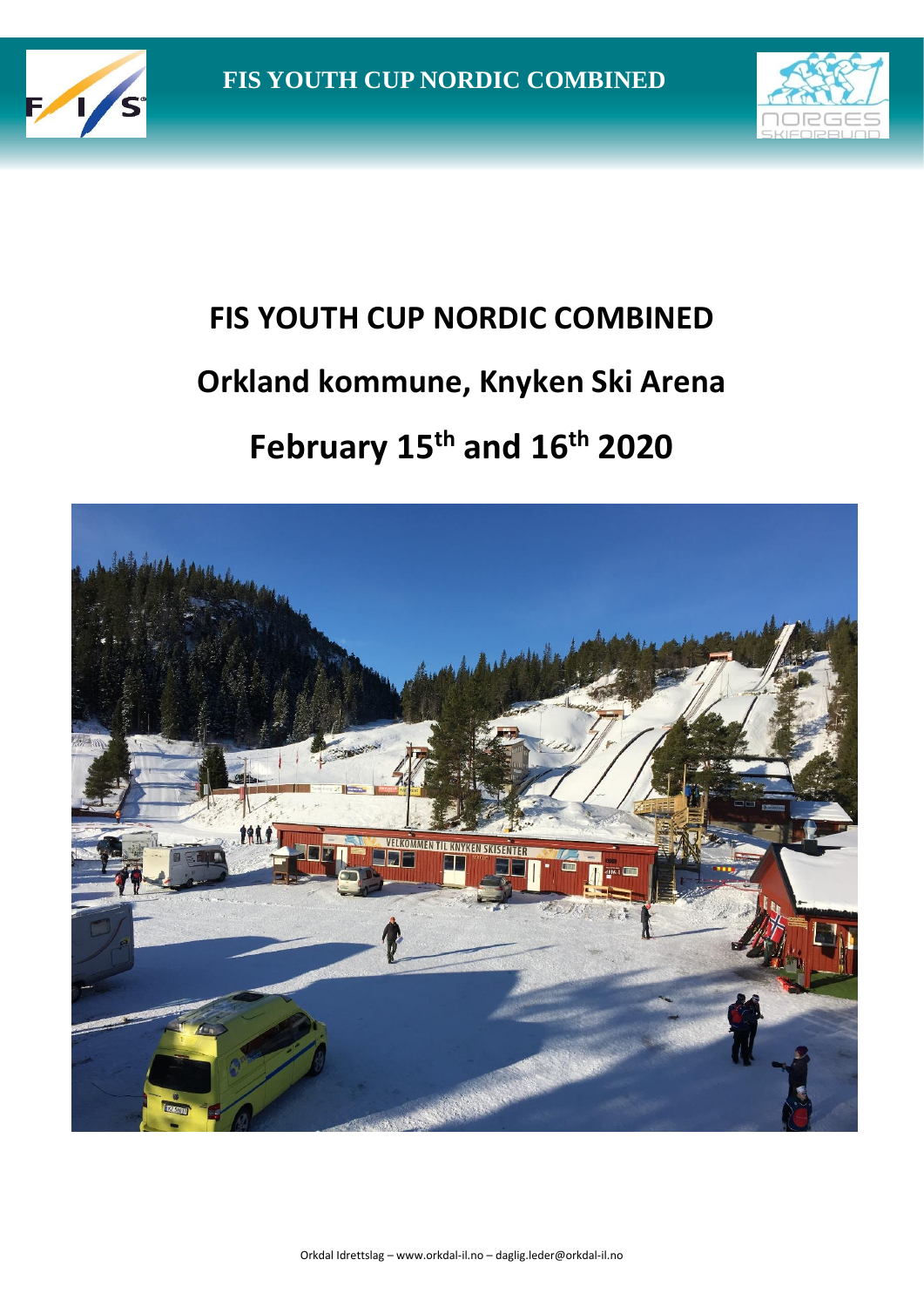# FIS YOUTH CUP NORDIC COMBINED

# Orkland kommune, Knyken Ski Arena

# February 15th and 16th 2020

Orkdal Idrettslag – www.orkdal-il.no – daglig.leder@orkdal-il.no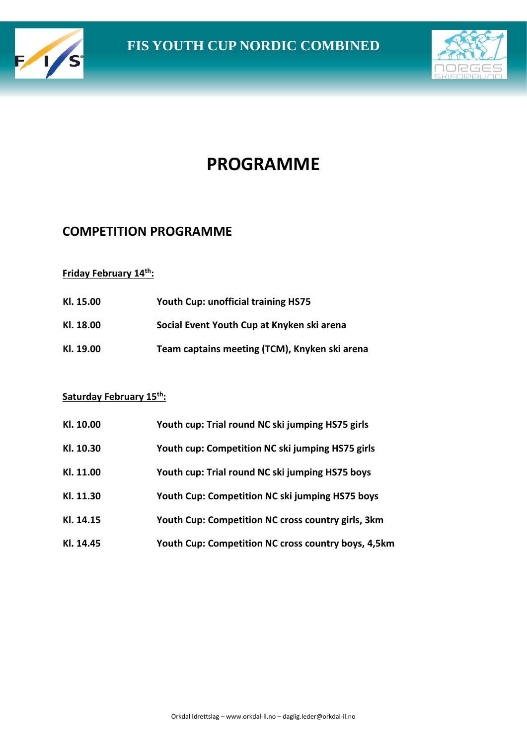# PROGRAMME

## COMPETITION PROGRAMME

**Friday February 14th:**

| | |
|---|---|
| **Kl. 15.00** | **Youth Cup: unofficial training HS75** |
| **Kl. 18.00** | **Social Event Youth Cup at Knyken ski arena** |
| **Kl. 19.00** | **Team captains meeting (TCM), Knyken ski arena** |

**Saturday February 15th:**

| | |
|---|---|
| **Kl. 10.00** | **Youth cup: Trial round NC ski jumping HS75 girls** |
| **Kl. 10.30** | **Youth cup: Competition NC ski jumping HS75 girls** |
| **Kl. 11.00** | **Youth cup: Trial round NC ski jumping HS75 boys** |
| **Kl. 11.30** | **Youth Cup: Competition NC ski jumping HS75 boys** |
| **Kl. 14.15** | **Youth Cup: Competition NC cross country girls, 3km** |
| **Kl. 14.45** | **Youth Cup: Competition NC cross country boys, 4,5km** |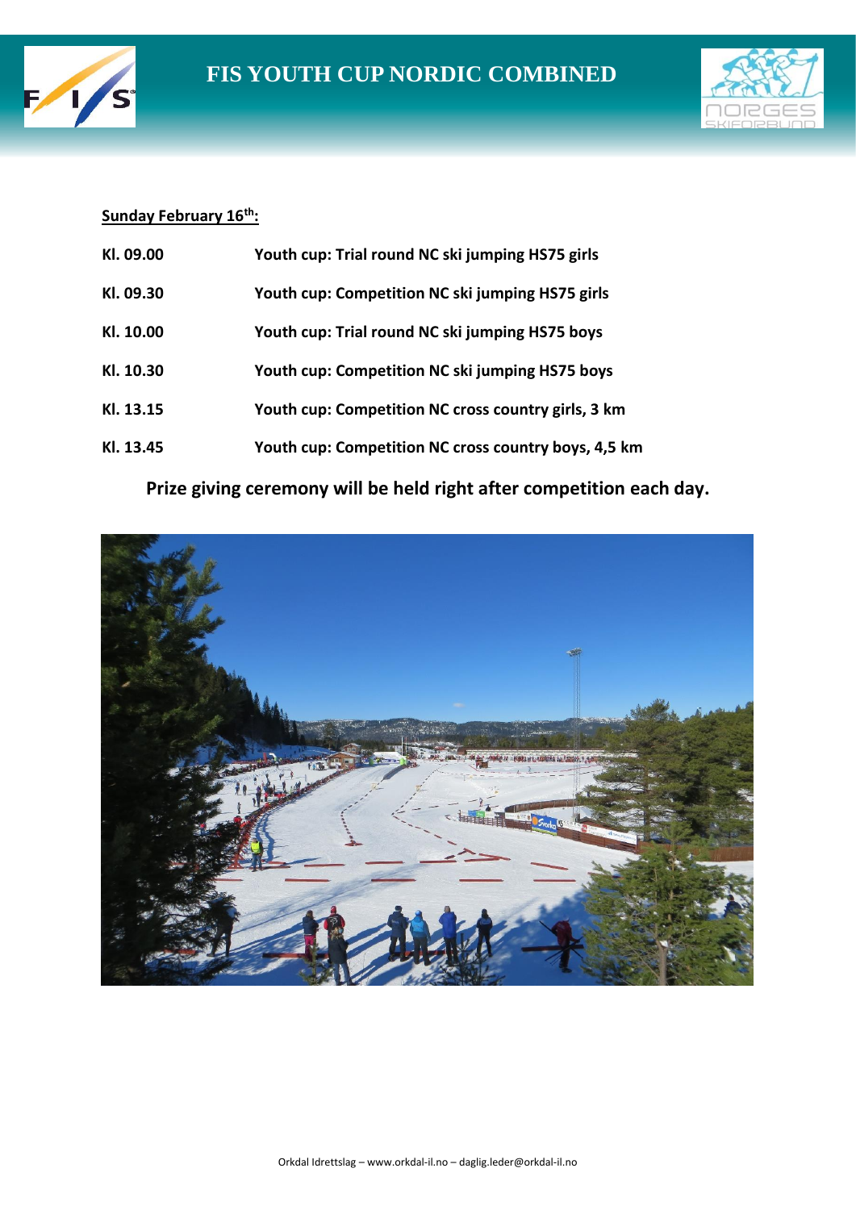# FIS YOUTH CUP NORDIC COMBINED

**Sunday February 16th:**

| | |
|---|---|
| **Kl. 09.00** | **Youth cup: Trial round NC ski jumping HS75 girls** |
| **Kl. 09.30** | **Youth cup: Competition NC ski jumping HS75 girls** |
| **Kl. 10.00** | **Youth cup: Trial round NC ski jumping HS75 boys** |
| **Kl. 10.30** | **Youth cup: Competition NC ski jumping HS75 boys** |
| **Kl. 13.15** | **Youth cup: Competition NC cross country girls, 3 km** |
| **Kl. 13.45** | **Youth cup: Competition NC cross country boys, 4,5 km** |

**Prize giving ceremony will be held right after competition each day.**

Orkdal Idrettslag – www.orkdal-il.no – daglig.leder@orkdal-il.no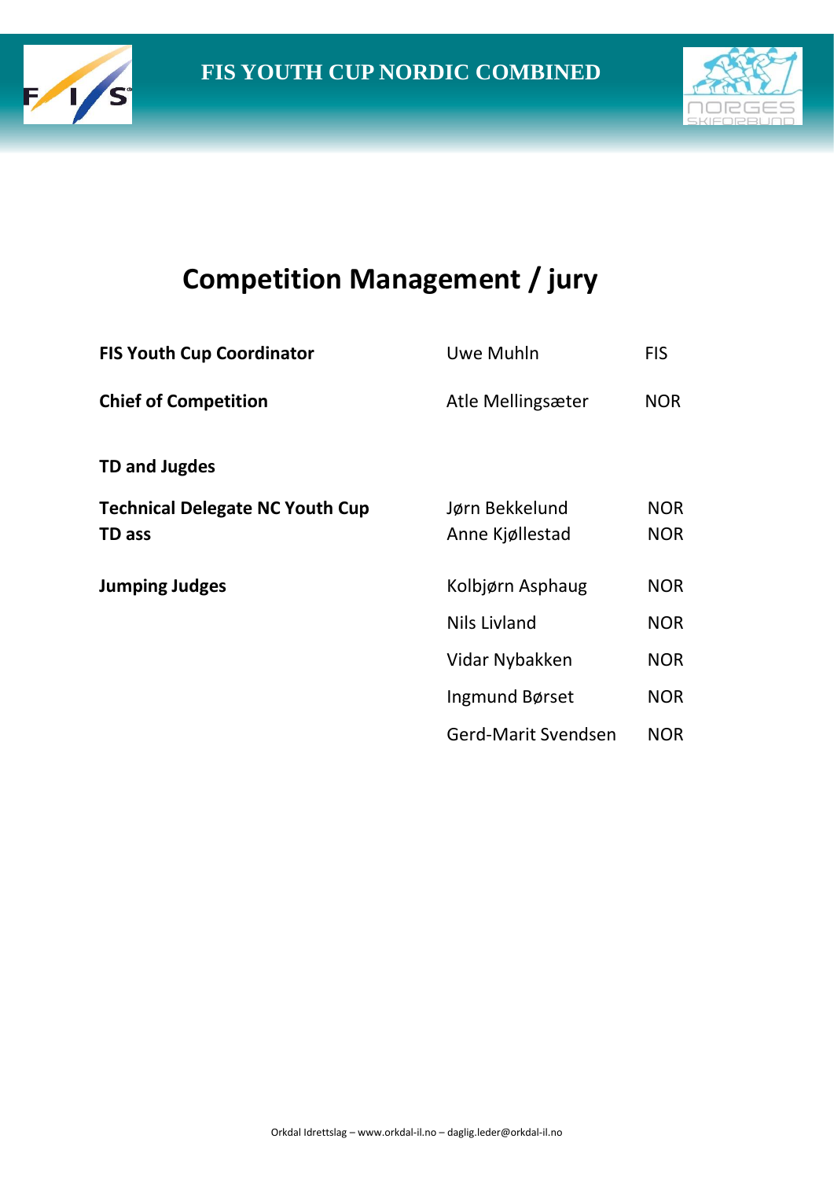# Competition Management / jury

| | | |
|---|---|---|
| **FIS Youth Cup Coordinator** | Uwe Muhln | FIS |
| **Chief of Competition** | Atle Mellingsæter | NOR |
| **TD and Jugdes** | | |
| **Technical Delegate NC Youth Cup** | Jørn Bekkelund | NOR |
| **TD ass** | Anne Kjøllestad | NOR |
| **Jumping Judges** | Kolbjørn Asphaug | NOR |
| | Nils Livland | NOR |
| | Vidar Nybakken | NOR |
| | Ingmund Børset | NOR |
| | Gerd-Marit Svendsen | NOR |

Orkdal Idrettslag – www.orkdal-il.no – daglig.leder@orkdal-il.no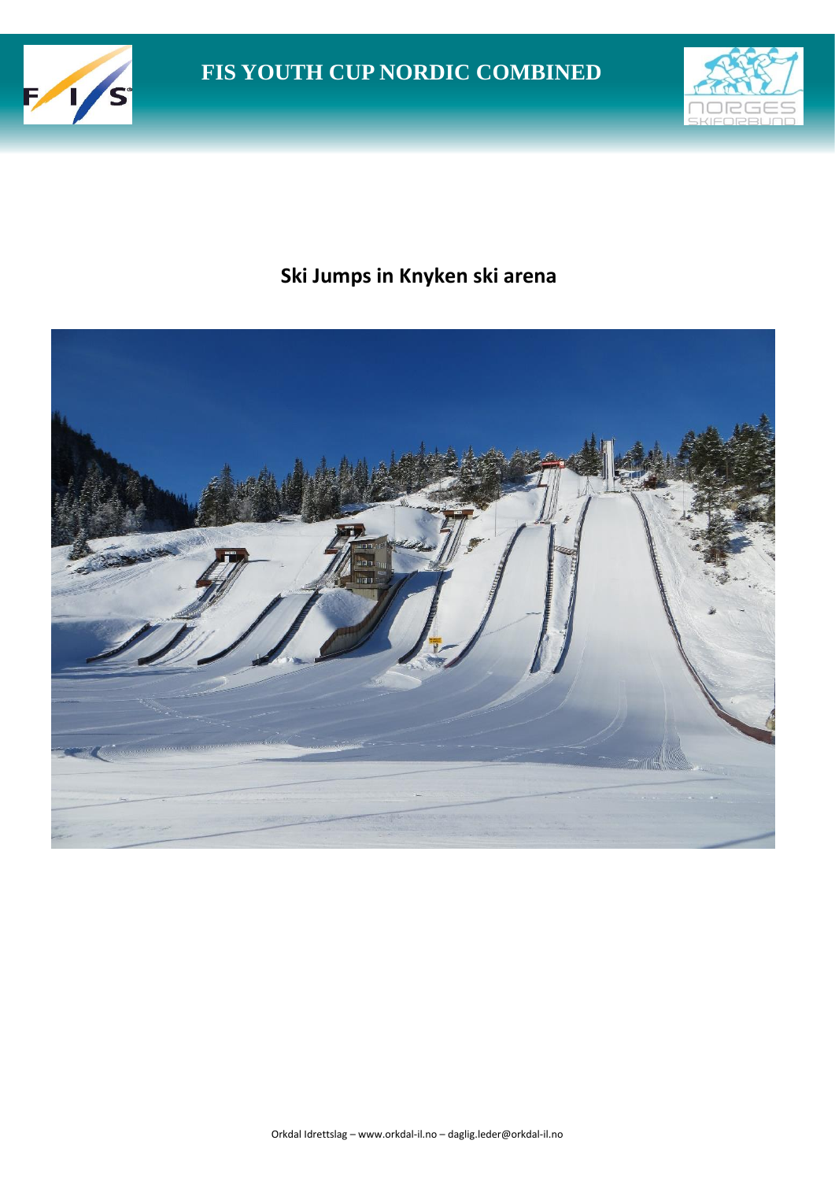## Ski Jumps in Knyken ski arena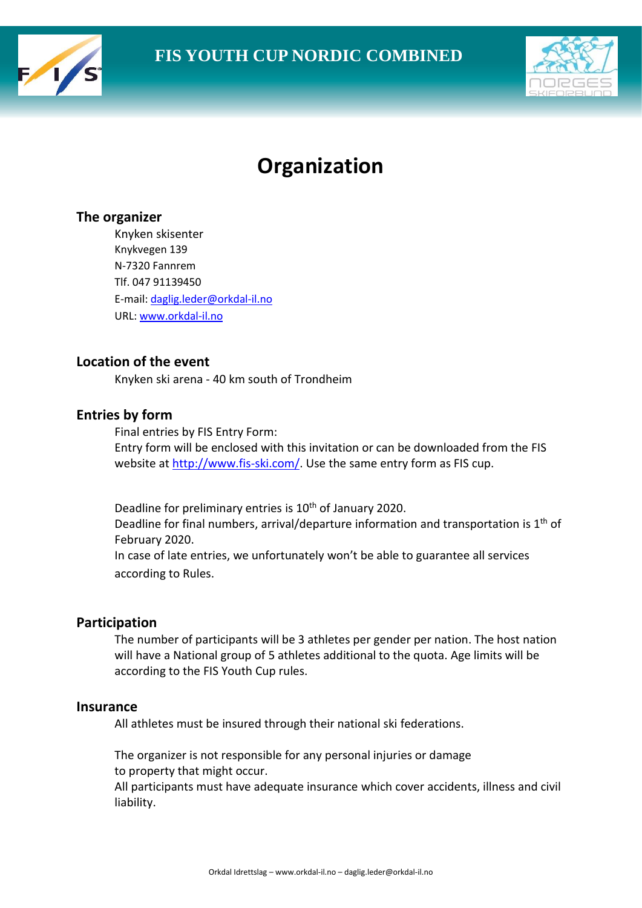# Organization

## The organizer

Knyken skisenter
Knykvegen 139
N-7320 Fannrem
Tlf. 047 91139450
E-mail: daglig.leder@orkdal-il.no
URL: www.orkdal-il.no

## Location of the event

Knyken ski arena - 40 km south of Trondheim

## Entries by form

Final entries by FIS Entry Form:
Entry form will be enclosed with this invitation or can be downloaded from the FIS website at http://www.fis-ski.com/. Use the same entry form as FIS cup.

Deadline for preliminary entries is 10th of January 2020.
Deadline for final numbers, arrival/departure information and transportation is 1th of February 2020.
In case of late entries, we unfortunately won't be able to guarantee all services according to Rules.

## Participation

The number of participants will be 3 athletes per gender per nation. The host nation will have a National group of 5 athletes additional to the quota. Age limits will be according to the FIS Youth Cup rules.

## Insurance

All athletes must be insured through their national ski federations.

The organizer is not responsible for any personal injuries or damage to property that might occur.
All participants must have adequate insurance which cover accidents, illness and civil liability.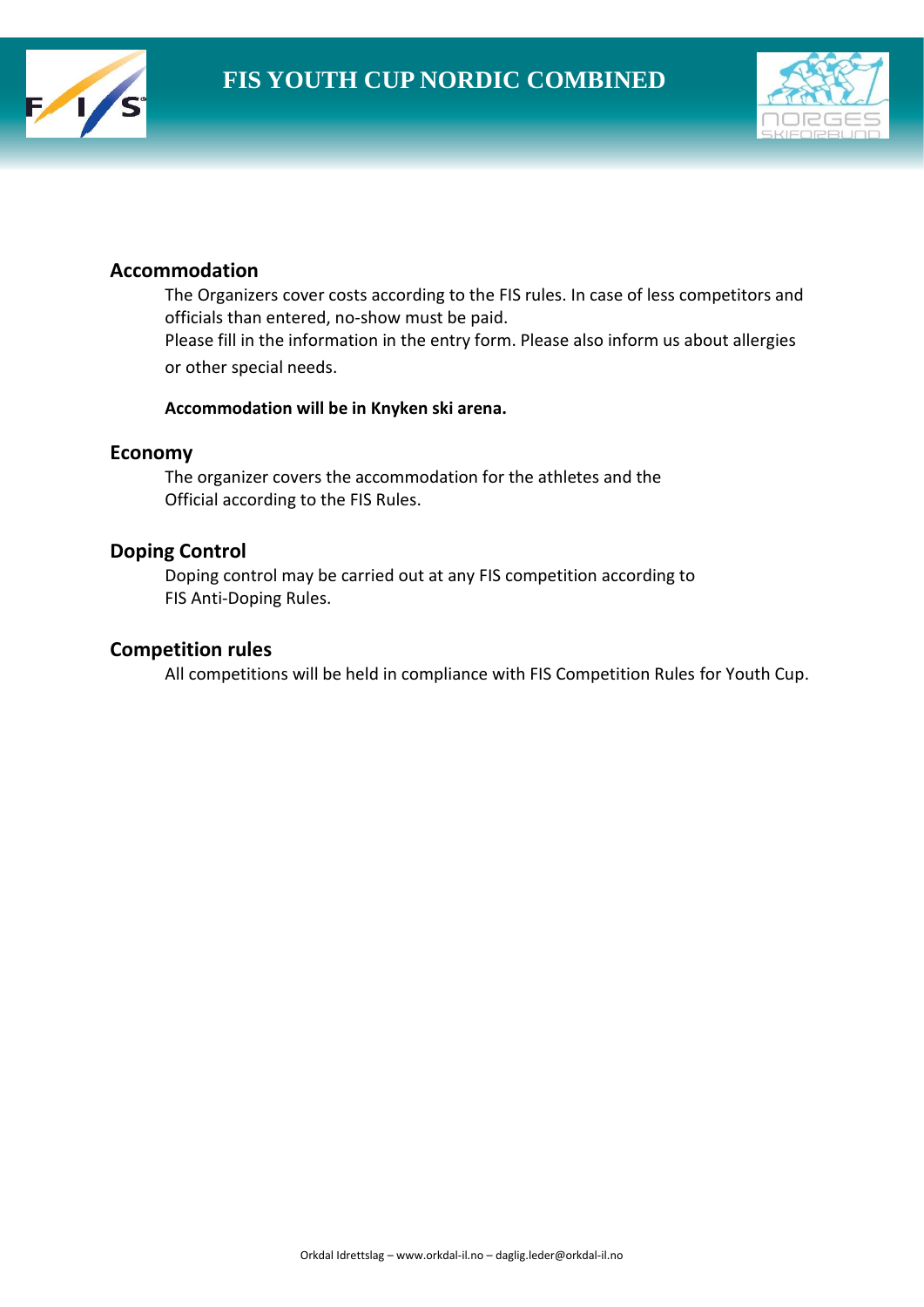## Accommodation

The Organizers cover costs according to the FIS rules. In case of less competitors and officials than entered, no-show must be paid.
Please fill in the information in the entry form. Please also inform us about allergies or other special needs.

**Accommodation will be in Knyken ski arena.**

## Economy

The organizer covers the accommodation for the athletes and the Official according to the FIS Rules.

## Doping Control

Doping control may be carried out at any FIS competition according to FIS Anti-Doping Rules.

## Competition rules

All competitions will be held in compliance with FIS Competition Rules for Youth Cup.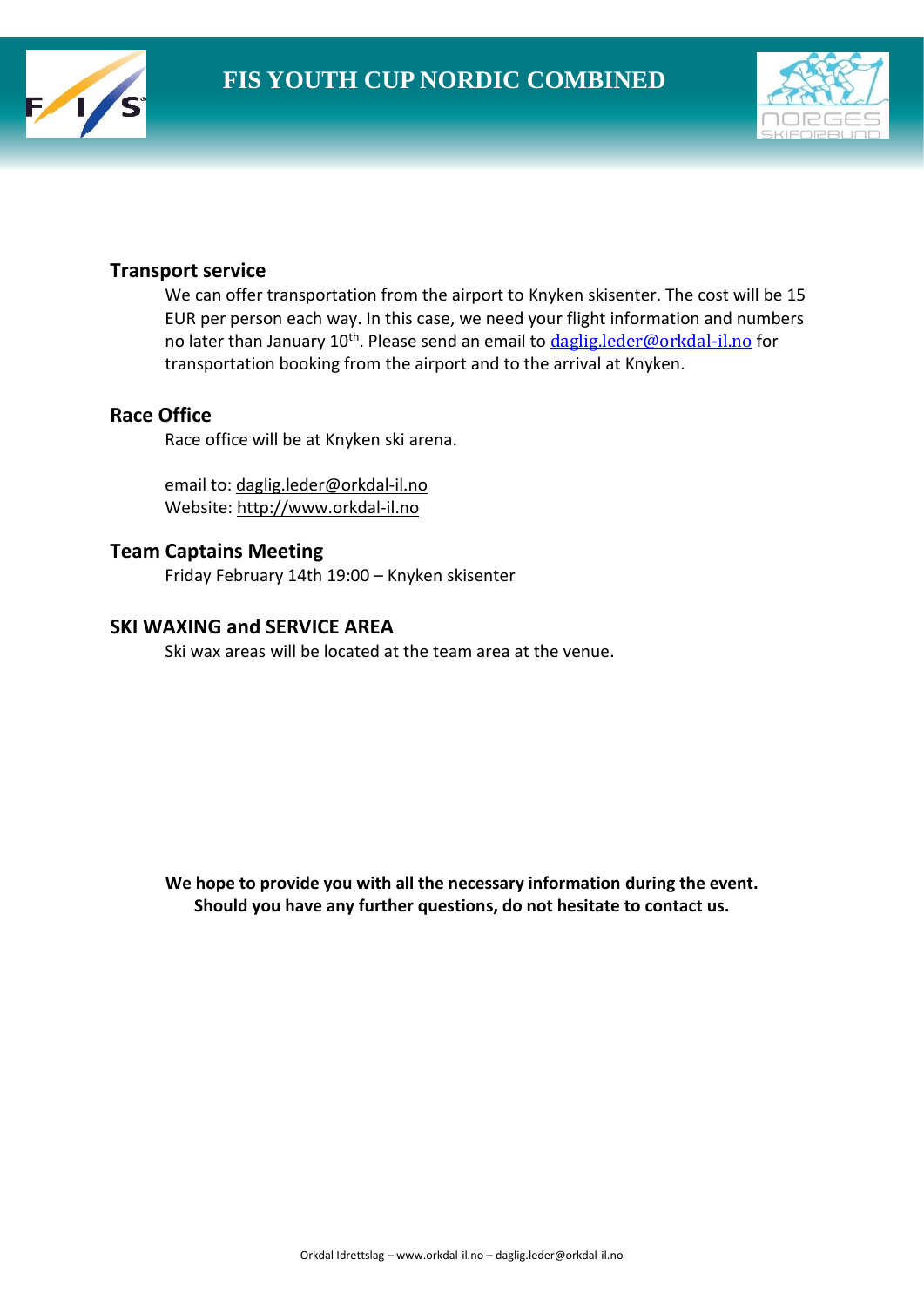## Transport service

We can offer transportation from the airport to Knyken skisenter. The cost will be 15 EUR per person each way. In this case, we need your flight information and numbers no later than January 10th. Please send an email to daglig.leder@orkdal-il.no for transportation booking from the airport and to the arrival at Knyken.

## Race Office

Race office will be at Knyken ski arena.

email to: daglig.leder@orkdal-il.no
Website: http://www.orkdal-il.no

## Team Captains Meeting

Friday February 14th 19:00 – Knyken skisenter

## SKI WAXING and SERVICE AREA

Ski wax areas will be located at the team area at the venue.

**We hope to provide you with all the necessary information during the event. Should you have any further questions, do not hesitate to contact us.**